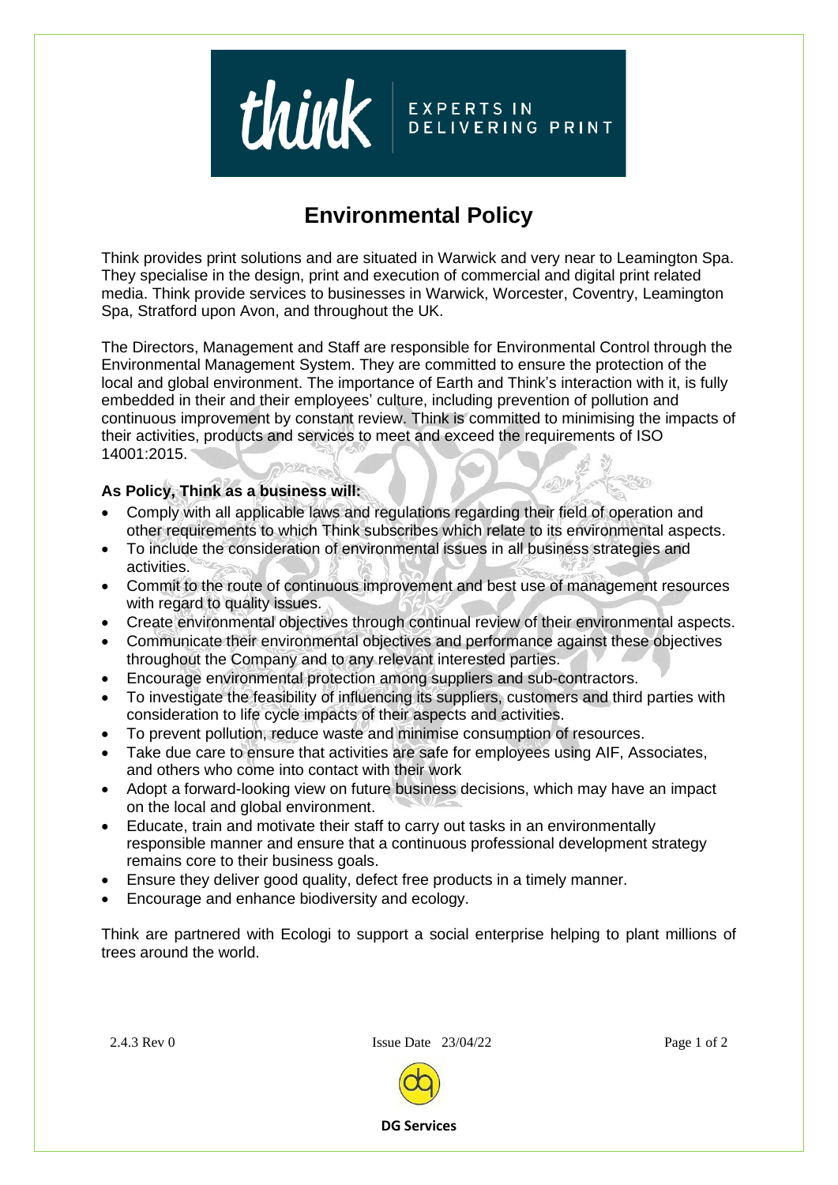think | EXPERTS IN DELIVERING PRINT

# Environmental Policy

Think provides print solutions and are situated in Warwick and very near to Leamington Spa. They specialise in the design, print and execution of commercial and digital print related media. Think provide services to businesses in Warwick, Worcester, Coventry, Leamington Spa, Stratford upon Avon, and throughout the UK.

The Directors, Management and Staff are responsible for Environmental Control through the Environmental Management System. They are committed to ensure the protection of the local and global environment. The importance of Earth and Think's interaction with it, is fully embedded in their and their employees' culture, including prevention of pollution and continuous improvement by constant review. Think is committed to minimising the impacts of their activities, products and services to meet and exceed the requirements of ISO 14001:2015.

**As Policy, Think as a business will:**

- Comply with all applicable laws and regulations regarding their field of operation and other requirements to which Think subscribes which relate to its environmental aspects.
- To include the consideration of environmental issues in all business strategies and activities.
- Commit to the route of continuous improvement and best use of management resources with regard to quality issues.
- Create environmental objectives through continual review of their environmental aspects.
- Communicate their environmental objectives and performance against these objectives throughout the Company and to any relevant interested parties.
- Encourage environmental protection among suppliers and sub-contractors.
- To investigate the feasibility of influencing its suppliers, customers and third parties with consideration to life cycle impacts of their aspects and activities.
- To prevent pollution, reduce waste and minimise consumption of resources.
- Take due care to ensure that activities are safe for employees using AIF, Associates, and others who come into contact with their work
- Adopt a forward-looking view on future business decisions, which may have an impact on the local and global environment.
- Educate, train and motivate their staff to carry out tasks in an environmentally responsible manner and ensure that a continuous professional development strategy remains core to their business goals.
- Ensure they deliver good quality, defect free products in a timely manner.
- Encourage and enhance biodiversity and ecology.

Think are partnered with Ecologi to support a social enterprise helping to plant millions of trees around the world.

2.4.3 Rev 0 Issue Date 23/04/22

DG Services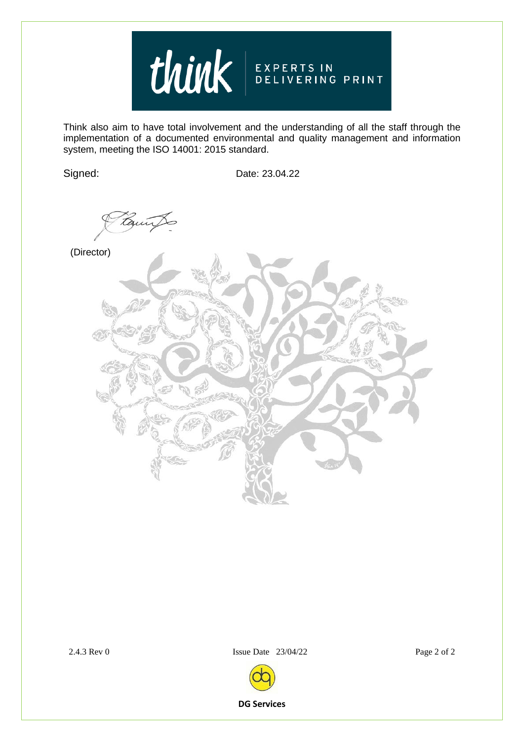Think also aim to have total involvement and the understanding of all the staff through the implementation of a documented environmental and quality management and information system, meeting the ISO 14001: 2015 standard.

Signed: Date: 23.04.22

(Director)

2.4.3 Rev 0 Issue Date 23/04/22